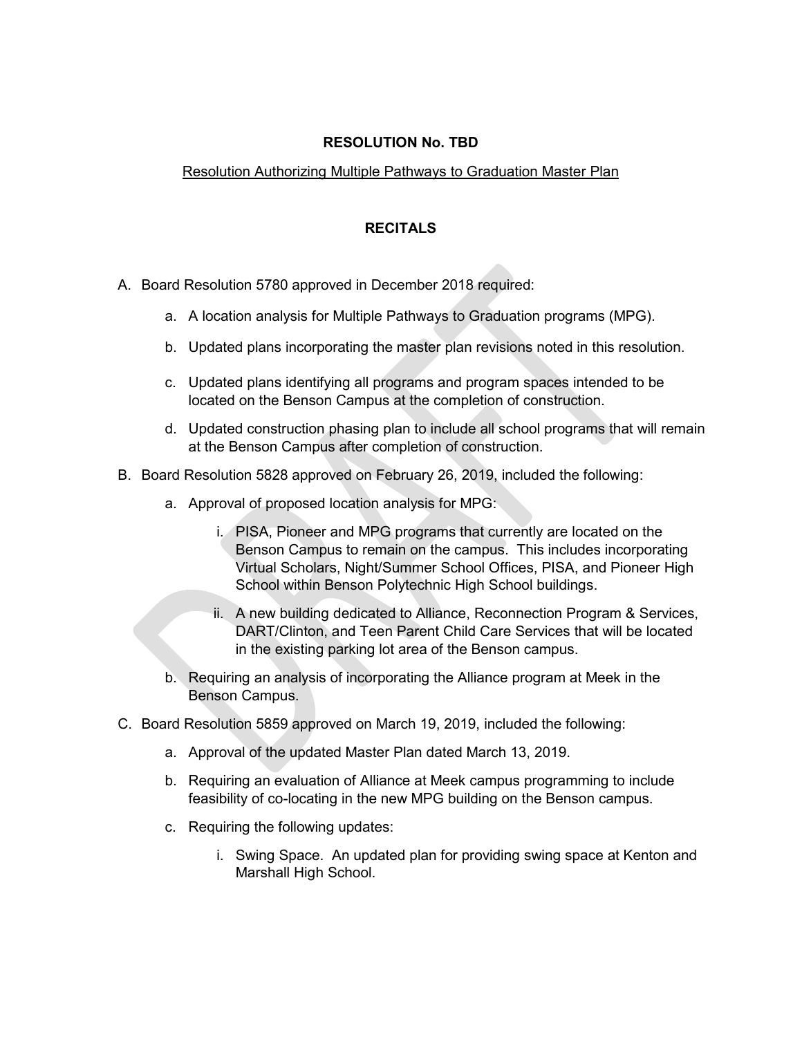**RESOLUTION No. TBD**

Resolution Authorizing Multiple Pathways to Graduation Master Plan

**RECITALS**

A. Board Resolution 5780 approved in December 2018 required:

   a. A location analysis for Multiple Pathways to Graduation programs (MPG).

   b. Updated plans incorporating the master plan revisions noted in this resolution.

   c. Updated plans identifying all programs and program spaces intended to be located on the Benson Campus at the completion of construction.

   d. Updated construction phasing plan to include all school programs that will remain at the Benson Campus after completion of construction.

B. Board Resolution 5828 approved on February 26, 2019, included the following:

   a. Approval of proposed location analysis for MPG:

      i. PISA, Pioneer and MPG programs that currently are located on the Benson Campus to remain on the campus. This includes incorporating Virtual Scholars, Night/Summer School Offices, PISA, and Pioneer High School within Benson Polytechnic High School buildings.

      ii. A new building dedicated to Alliance, Reconnection Program & Services, DART/Clinton, and Teen Parent Child Care Services that will be located in the existing parking lot area of the Benson campus.

   b. Requiring an analysis of incorporating the Alliance program at Meek in the Benson Campus.

C. Board Resolution 5859 approved on March 19, 2019, included the following:

   a. Approval of the updated Master Plan dated March 13, 2019.

   b. Requiring an evaluation of Alliance at Meek campus programming to include feasibility of co-locating in the new MPG building on the Benson campus.

   c. Requiring the following updates:

      i. Swing Space. An updated plan for providing swing space at Kenton and Marshall High School.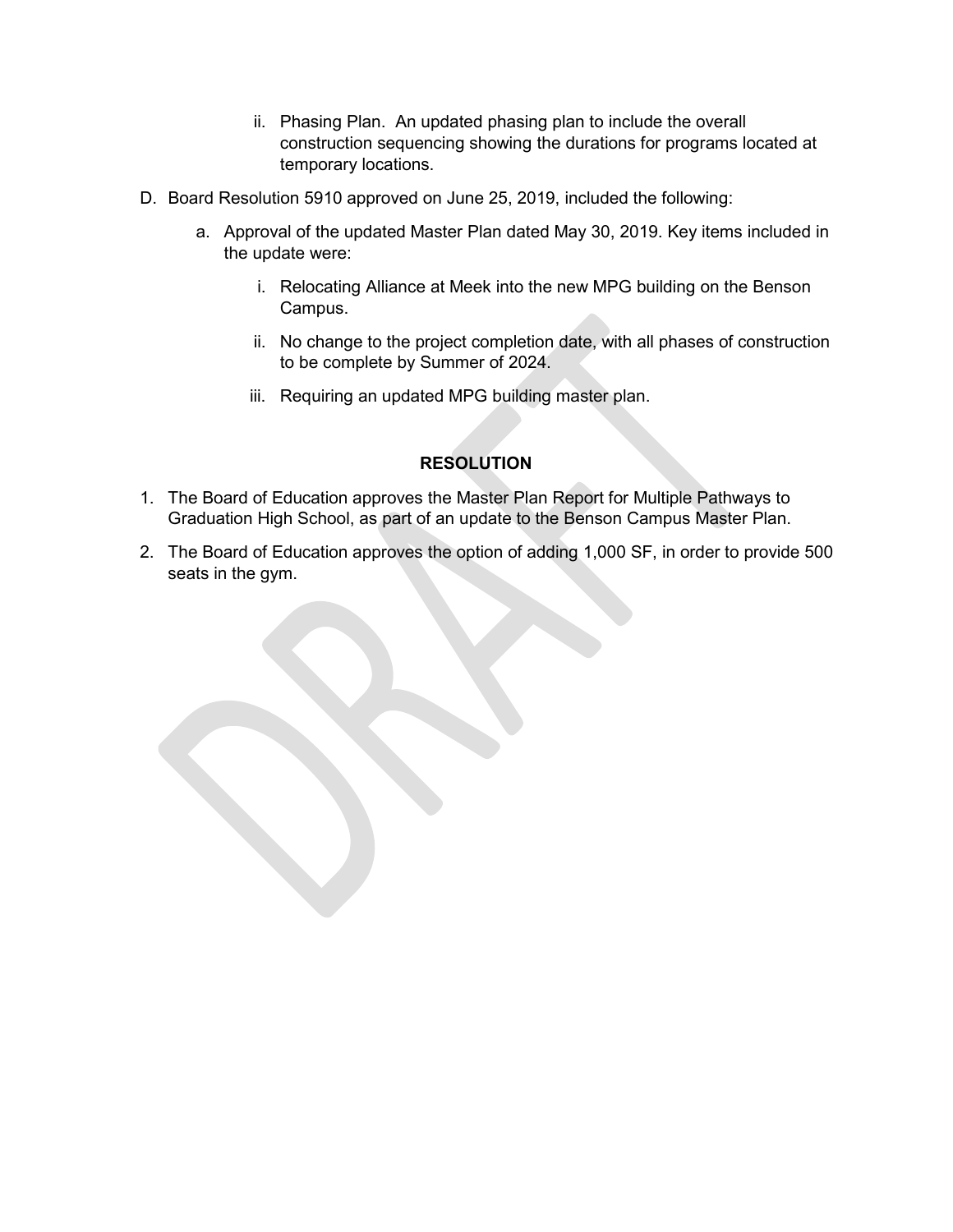ii. Phasing Plan. An updated phasing plan to include the overall construction sequencing showing the durations for programs located at temporary locations.

D. Board Resolution 5910 approved on June 25, 2019, included the following:

   a. Approval of the updated Master Plan dated May 30, 2019. Key items included in the update were:

      i. Relocating Alliance at Meek into the new MPG building on the Benson Campus.

      ii. No change to the project completion date, with all phases of construction to be complete by Summer of 2024.

      iii. Requiring an updated MPG building master plan.

## RESOLUTION

1. The Board of Education approves the Master Plan Report for Multiple Pathways to Graduation High School, as part of an update to the Benson Campus Master Plan.
2. The Board of Education approves the option of adding 1,000 SF, in order to provide 500 seats in the gym.